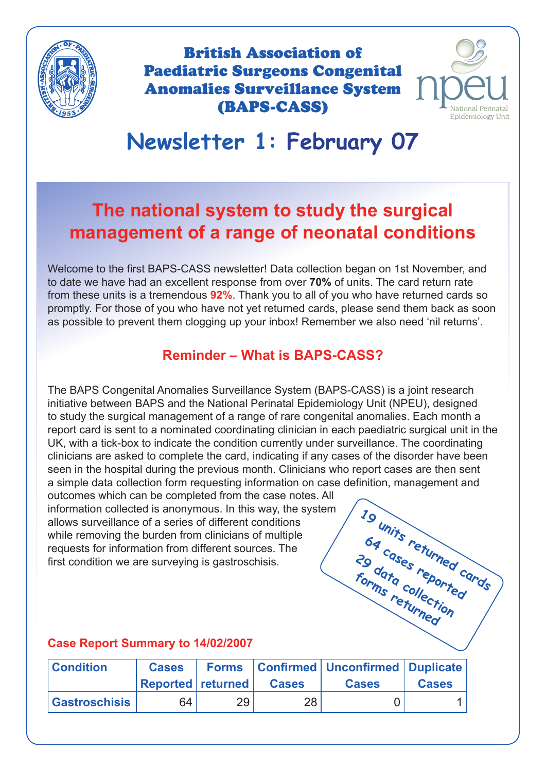# British Association of Paediatric Surgeons Congenital Anomalies Surveillance System (BAPS-CASS)

npeu National Perinatal Epidemiology Unit

# Newsletter 1: February 07

## The national system to study the surgical management of a range of neonatal conditions

Welcome to the first BAPS-CASS newsletter! Data collection began on 1st November, and to date we have had an excellent response from over **70%** of units. The card return rate from these units is a tremendous **92%**. Thank you to all of you who have returned cards so promptly. For those of you who have not yet returned cards, please send them back as soon as possible to prevent them clogging up your inbox! Remember we also need 'nil returns'.

### Reminder – What is BAPS-CASS?

The BAPS Congenital Anomalies Surveillance System (BAPS-CASS) is a joint research initiative between BAPS and the National Perinatal Epidemiology Unit (NPEU), designed to study the surgical management of a range of rare congenital anomalies. Each month a report card is sent to a nominated coordinating clinician in each paediatric surgical unit in the UK, with a tick-box to indicate the condition currently under surveillance. The coordinating clinicians are asked to complete the card, indicating if any cases of the disorder have been seen in the hospital during the previous month. Clinicians who report cases are then sent a simple data collection form requesting information on case definition, management and outcomes which can be completed from the case notes. All information collected is anonymous. In this way, the system allows surveillance of a series of different conditions while removing the burden from clinicians of multiple requests for information from different sources. The first condition we are surveying is gastroschisis.

19 units returned cards
64 cases reported
29 data collection forms returned

### Case Report Summary to 14/02/2007

| Condition | Cases Reported | Forms returned | Confirmed Cases | Unconfirmed Cases | Duplicate Cases |
|---|---|---|---|---|---|
| Gastroschisis | 64 | 29 | 28 | 0 | 1 |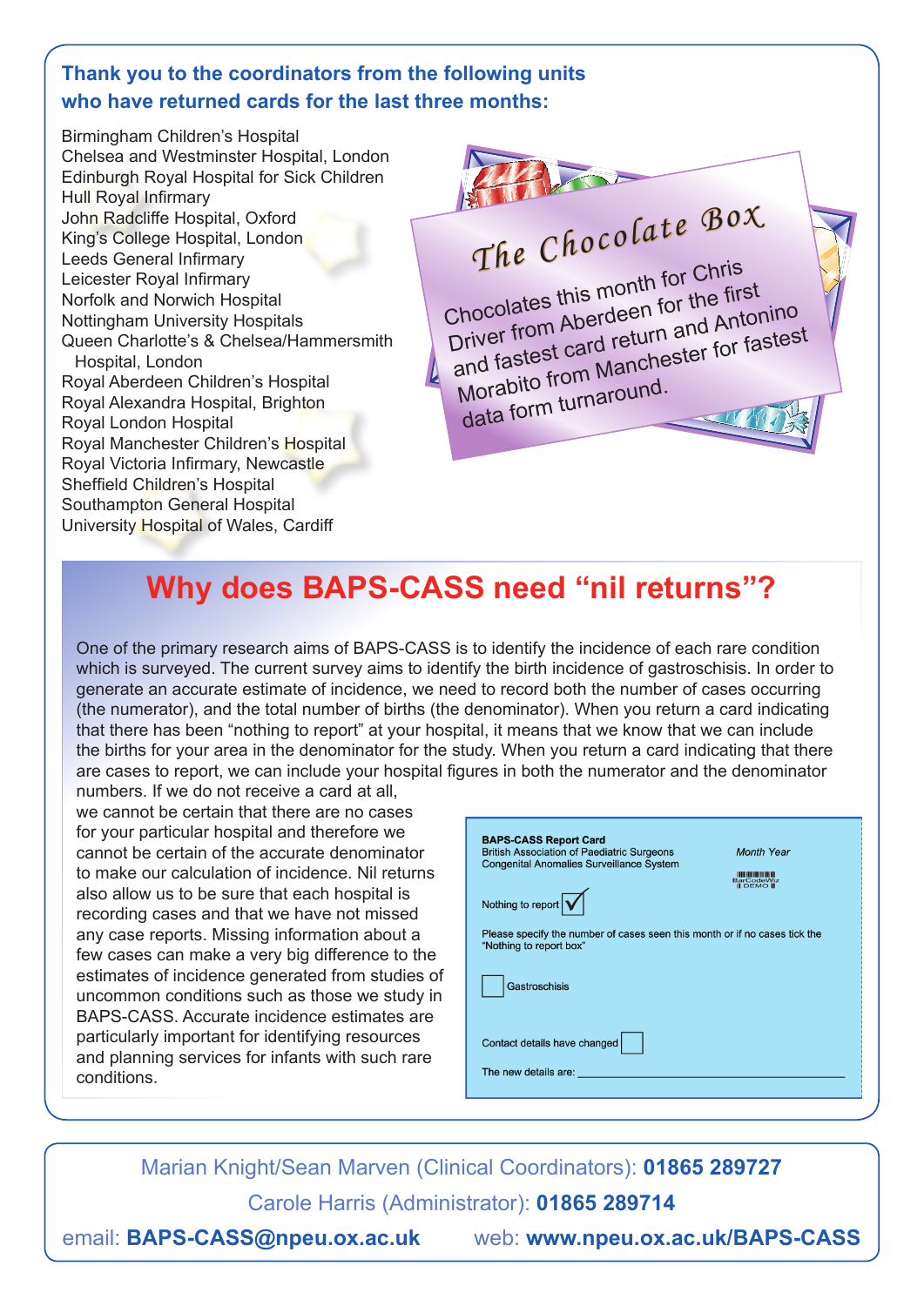### Thank you to the coordinators from the following units who have returned cards for the last three months:

Birmingham Children's Hospital
Chelsea and Westminster Hospital, London
Edinburgh Royal Hospital for Sick Children
Hull Royal Infirmary
John Radcliffe Hospital, Oxford
King's College Hospital, London
Leeds General Infirmary
Leicester Royal Infirmary
Norfolk and Norwich Hospital
Nottingham University Hospitals
Queen Charlotte's & Chelsea/Hammersmith Hospital, London
Royal Aberdeen Children's Hospital
Royal Alexandra Hospital, Brighton
Royal London Hospital
Royal Manchester Children's Hospital
Royal Victoria Infirmary, Newcastle
Sheffield Children's Hospital
Southampton General Hospital
University Hospital of Wales, Cardiff

### The Chocolate Box

Chocolates this month for Chris Driver from Aberdeen for the first and fastest card return and Antonino Morabito from Manchester for fastest data form turnaround.

## Why does BAPS-CASS need "nil returns"?

One of the primary research aims of BAPS-CASS is to identify the incidence of each rare condition which is surveyed. The current survey aims to identify the birth incidence of gastroschisis. In order to generate an accurate estimate of incidence, we need to record both the number of cases occurring (the numerator), and the total number of births (the denominator). When you return a card indicating that there has been "nothing to report" at your hospital, it means that we know that we can include the births for your area in the denominator for the study. When you return a card indicating that there are cases to report, we can include your hospital figures in both the numerator and the denominator numbers. If we do not receive a card at all, we cannot be certain that there are no cases for your particular hospital and therefore we cannot be certain of the accurate denominator to make our calculation of incidence. Nil returns also allow us to be sure that each hospital is recording cases and that we have not missed any case reports. Missing information about a few cases can make a very big difference to the estimates of incidence generated from studies of uncommon conditions such as those we study in BAPS-CASS. Accurate incidence estimates are particularly important for identifying resources and planning services for infants with such rare conditions.

**BAPS-CASS Report Card**
British Association of Paediatric Surgeons
Congenital Anomalies Surveillance System

*Month Year*

Nothing to report ☑

Please specify the number of cases seen this month or if no cases tick the "Nothing to report box"

☐ Gastroschisis

Contact details have changed ☐

The new details are: ____________________

Marian Knight/Sean Marven (Clinical Coordinators): **01865 289727**

Carole Harris (Administrator): **01865 289714**

email: **BAPS-CASS@npeu.ox.ac.uk** web: **www.npeu.ox.ac.uk/BAPS-CASS**